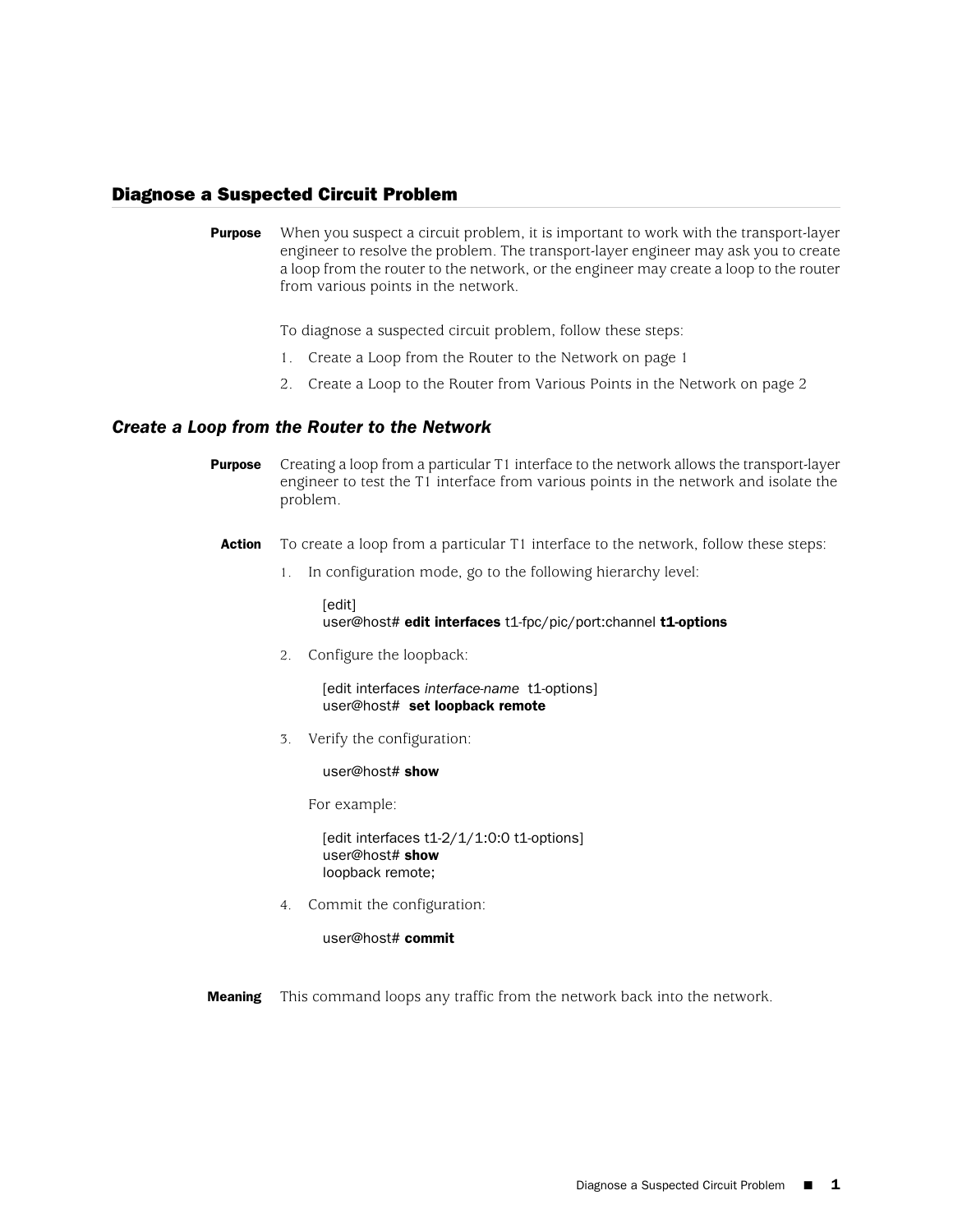## Diagnose a Suspected Circuit Problem

**Purpose** When you suspect a circuit problem, it is important to work with the transport-layer engineer to resolve the problem. The transport-layer engineer may ask you to create a loop from the router to the network, or the engineer may create a loop to the router from various points in the network.

To diagnose a suspected circuit problem, follow these steps:

1. Create a Loop from the Router to the Network on page 1
2. Create a Loop to the Router from Various Points in the Network on page 2

### *Create a Loop from the Router to the Network*

**Purpose** Creating a loop from a particular T1 interface to the network allows the transport-layer engineer to test the T1 interface from various points in the network and isolate the problem.

**Action** To create a loop from a particular T1 interface to the network, follow these steps:

1. In configuration mode, go to the following hierarchy level:

```
[edit]
user@host# edit interfaces t1-fpc/pic/port:channel t1-options
```

2. Configure the loopback:

```
[edit interfaces interface-name  t1-options]
user@host#  set loopback remote
```

3. Verify the configuration:

```
user@host# show
```

For example:

```
[edit interfaces t1-2/1/1:0:0 t1-options]
user@host# show
loopback remote;
```

4. Commit the configuration:

```
user@host# commit
```

**Meaning** This command loops any traffic from the network back into the network.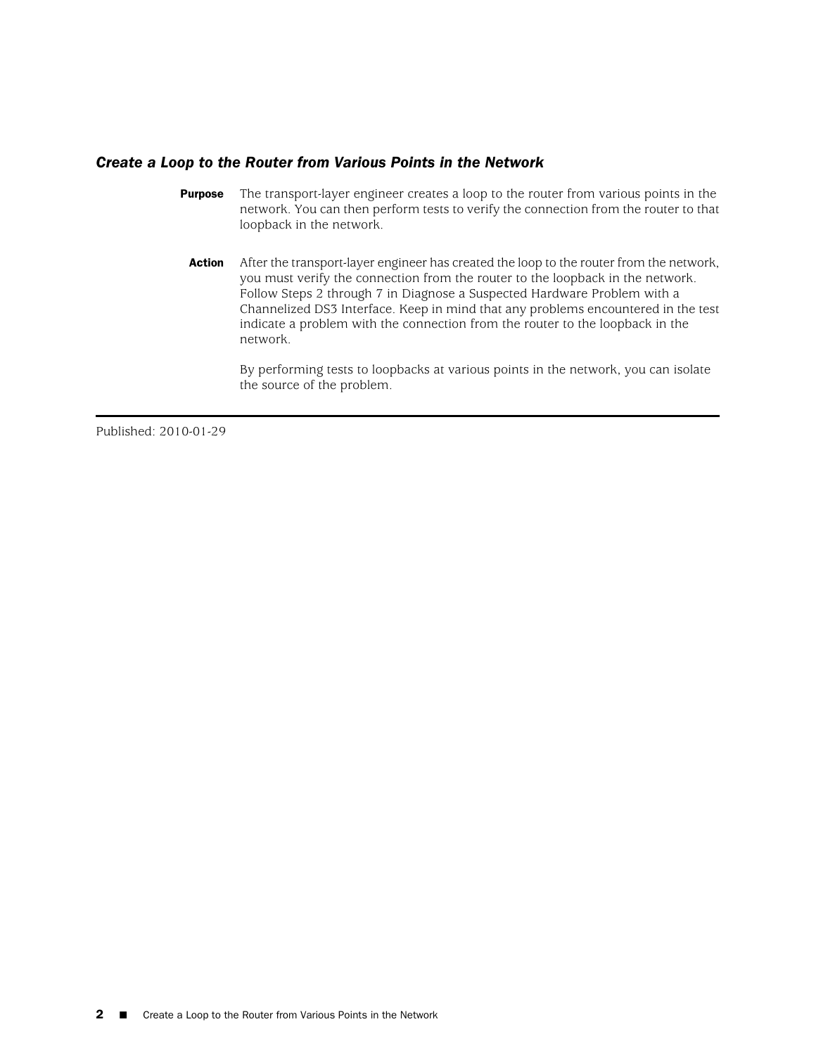### *Create a Loop to the Router from Various Points in the Network*

**Purpose** The transport-layer engineer creates a loop to the router from various points in the network. You can then perform tests to verify the connection from the router to that loopback in the network.

**Action** After the transport-layer engineer has created the loop to the router from the network, you must verify the connection from the router to the loopback in the network. Follow Steps 2 through 7 in Diagnose a Suspected Hardware Problem with a Channelized DS3 Interface. Keep in mind that any problems encountered in the test indicate a problem with the connection from the router to the loopback in the network.

By performing tests to loopbacks at various points in the network, you can isolate the source of the problem.

---

Published: 2010-01-29